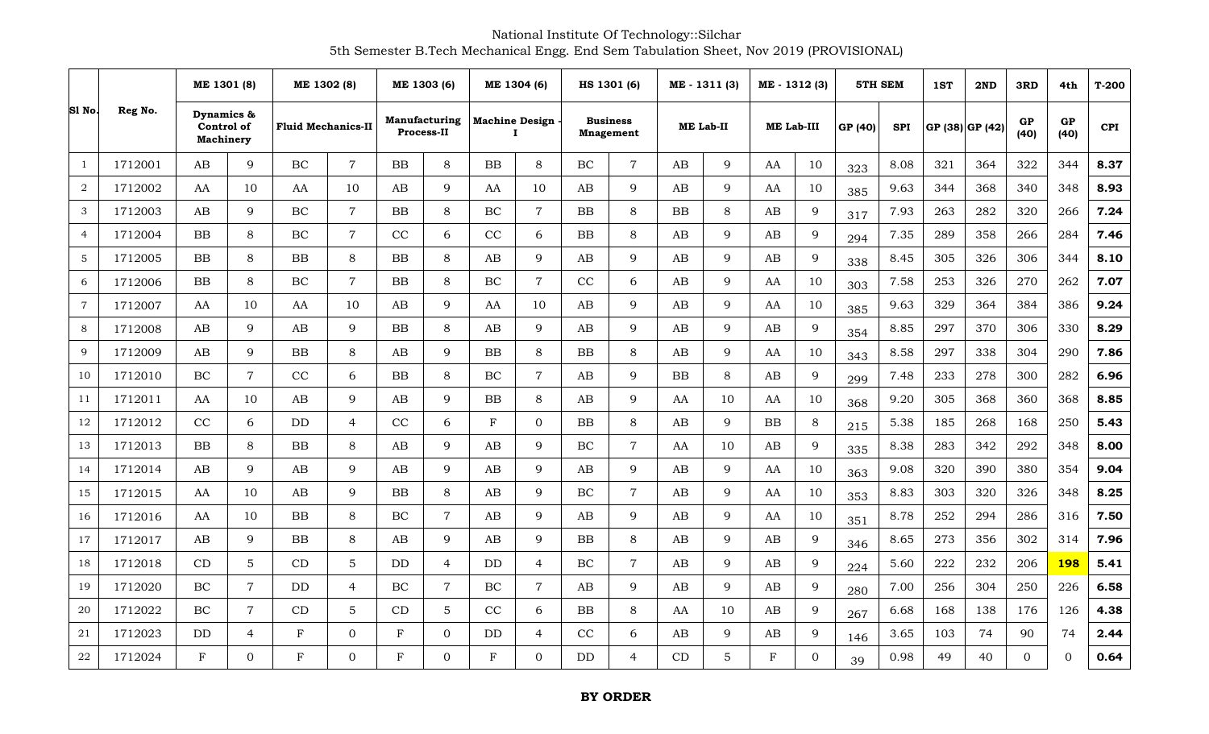National Institute Of Technology::Silchar

5th Semester B.Tech Mechanical Engg. End Sem Tabulation Sheet, Nov 2019 (PROVISIONAL)

| Sl No. | Reg No. | ME 1301 (8) | | ME 1302 (8) | | ME 1303 (6) | | ME 1304 (6) | | HS 1301 (6) | | ME - 1311 (3) | | ME - 1312 (3) | | 5TH SEM | | 1ST | 2ND | 3RD | 4th | T-200 |
|---|---|---|---|---|---|---|---|---|---|---|---|---|---|---|---|---|---|---|---|---|---|---|
| | | Dynamics & Control of Machinery | | Fluid Mechanics-II | | Manufacturing Process-II | | Machine Design - I | | Business Mnagement | | ME Lab-II | | ME Lab-III | | GP (40) | SPI | GP (38) | GP (42) | GP (40) | GP (40) | CPI |
| 1 | 1712001 | AB | 9 | BC | 7 | BB | 8 | BB | 8 | BC | 7 | AB | 9 | AA | 10 | 323 | 8.08 | 321 | 364 | 322 | 344 | **8.37** |
| 2 | 1712002 | AA | 10 | AA | 10 | AB | 9 | AA | 10 | AB | 9 | AB | 9 | AA | 10 | 385 | 9.63 | 344 | 368 | 340 | 348 | **8.93** |
| 3 | 1712003 | AB | 9 | BC | 7 | BB | 8 | BC | 7 | BB | 8 | BB | 8 | AB | 9 | 317 | 7.93 | 263 | 282 | 320 | 266 | **7.24** |
| 4 | 1712004 | BB | 8 | BC | 7 | CC | 6 | CC | 6 | BB | 8 | AB | 9 | AB | 9 | 294 | 7.35 | 289 | 358 | 266 | 284 | **7.46** |
| 5 | 1712005 | BB | 8 | BB | 8 | BB | 8 | AB | 9 | AB | 9 | AB | 9 | AB | 9 | 338 | 8.45 | 305 | 326 | 306 | 344 | **8.10** |
| 6 | 1712006 | BB | 8 | BC | 7 | BB | 8 | BC | 7 | CC | 6 | AB | 9 | AA | 10 | 303 | 7.58 | 253 | 326 | 270 | 262 | **7.07** |
| 7 | 1712007 | AA | 10 | AA | 10 | AB | 9 | AA | 10 | AB | 9 | AB | 9 | AA | 10 | 385 | 9.63 | 329 | 364 | 384 | 386 | **9.24** |
| 8 | 1712008 | AB | 9 | AB | 9 | BB | 8 | AB | 9 | AB | 9 | AB | 9 | AB | 9 | 354 | 8.85 | 297 | 370 | 306 | 330 | **8.29** |
| 9 | 1712009 | AB | 9 | BB | 8 | AB | 9 | BB | 8 | BB | 8 | AB | 9 | AA | 10 | 343 | 8.58 | 297 | 338 | 304 | 290 | **7.86** |
| 10 | 1712010 | BC | 7 | CC | 6 | BB | 8 | BC | 7 | AB | 9 | BB | 8 | AB | 9 | 299 | 7.48 | 233 | 278 | 300 | 282 | **6.96** |
| 11 | 1712011 | AA | 10 | AB | 9 | AB | 9 | BB | 8 | AB | 9 | AA | 10 | AA | 10 | 368 | 9.20 | 305 | 368 | 360 | 368 | **8.85** |
| 12 | 1712012 | CC | 6 | DD | 4 | CC | 6 | F | 0 | BB | 8 | AB | 9 | BB | 8 | 215 | 5.38 | 185 | 268 | 168 | 250 | **5.43** |
| 13 | 1712013 | BB | 8 | BB | 8 | AB | 9 | AB | 9 | BC | 7 | AA | 10 | AB | 9 | 335 | 8.38 | 283 | 342 | 292 | 348 | **8.00** |
| 14 | 1712014 | AB | 9 | AB | 9 | AB | 9 | AB | 9 | AB | 9 | AB | 9 | AA | 10 | 363 | 9.08 | 320 | 390 | 380 | 354 | **9.04** |
| 15 | 1712015 | AA | 10 | AB | 9 | BB | 8 | AB | 9 | BC | 7 | AB | 9 | AA | 10 | 353 | 8.83 | 303 | 320 | 326 | 348 | **8.25** |
| 16 | 1712016 | AA | 10 | BB | 8 | BC | 7 | AB | 9 | AB | 9 | AB | 9 | AA | 10 | 351 | 8.78 | 252 | 294 | 286 | 316 | **7.50** |
| 17 | 1712017 | AB | 9 | BB | 8 | AB | 9 | AB | 9 | BB | 8 | AB | 9 | AB | 9 | 346 | 8.65 | 273 | 356 | 302 | 314 | **7.96** |
| 18 | 1712018 | CD | 5 | CD | 5 | DD | 4 | DD | 4 | BC | 7 | AB | 9 | AB | 9 | 224 | 5.60 | 222 | 232 | 206 | **198** | **5.41** |
| 19 | 1712020 | BC | 7 | DD | 4 | BC | 7 | BC | 7 | AB | 9 | AB | 9 | AB | 9 | 280 | 7.00 | 256 | 304 | 250 | 226 | **6.58** |
| 20 | 1712022 | BC | 7 | CD | 5 | CD | 5 | CC | 6 | BB | 8 | AA | 10 | AB | 9 | 267 | 6.68 | 168 | 138 | 176 | 126 | **4.38** |
| 21 | 1712023 | DD | 4 | F | 0 | F | 0 | DD | 4 | CC | 6 | AB | 9 | AB | 9 | 146 | 3.65 | 103 | 74 | 90 | 74 | **2.44** |
| 22 | 1712024 | F | 0 | F | 0 | F | 0 | F | 0 | DD | 4 | CD | 5 | F | 0 | 39 | 0.98 | 49 | 40 | 0 | 0 | **0.64** |

**BY ORDER**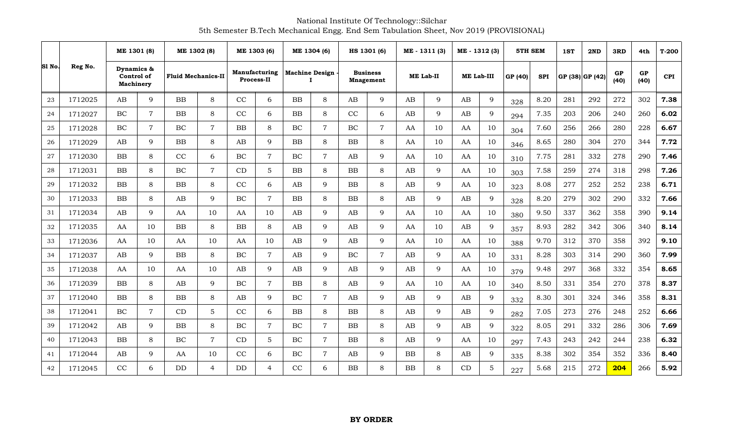National Institute Of Technology::Silchar
5th Semester B.Tech Mechanical Engg. End Sem Tabulation Sheet, Nov 2019 (PROVISIONAL)

| Sl No. | Reg No. | ME 1301 (8) | | ME 1302 (8) | | ME 1303 (6) | | ME 1304 (6) | | HS 1301 (6) | | ME - 1311 (3) | | ME - 1312 (3) | | 5TH SEM | | 1ST | 2ND | 3RD | 4th | T-200 |
|---|---|---|---|---|---|---|---|---|---|---|---|---|---|---|---|---|---|---|---|---|---|---|
| | | Dynamics & Control of Machinery | | Fluid Mechanics-II | | Manufacturing Process-II | | Machine Design - I | | Business Mnagement | | ME Lab-II | | ME Lab-III | | GP (40) | SPI | GP (38) | GP (42) | GP (40) | GP (40) | CPI |
| 23 | 1712025 | AB | 9 | BB | 8 | CC | 6 | BB | 8 | AB | 9 | AB | 9 | AB | 9 | 328 | 8.20 | 281 | 292 | 272 | 302 | **7.38** |
| 24 | 1712027 | BC | 7 | BB | 8 | CC | 6 | BB | 8 | CC | 6 | AB | 9 | AB | 9 | 294 | 7.35 | 203 | 206 | 240 | 260 | **6.02** |
| 25 | 1712028 | BC | 7 | BC | 7 | BB | 8 | BC | 7 | BC | 7 | AA | 10 | AA | 10 | 304 | 7.60 | 256 | 266 | 280 | 228 | **6.67** |
| 26 | 1712029 | AB | 9 | BB | 8 | AB | 9 | BB | 8 | BB | 8 | AA | 10 | AA | 10 | 346 | 8.65 | 280 | 304 | 270 | 344 | **7.72** |
| 27 | 1712030 | BB | 8 | CC | 6 | BC | 7 | BC | 7 | AB | 9 | AA | 10 | AA | 10 | 310 | 7.75 | 281 | 332 | 278 | 290 | **7.46** |
| 28 | 1712031 | BB | 8 | BC | 7 | CD | 5 | BB | 8 | BB | 8 | AB | 9 | AA | 10 | 303 | 7.58 | 259 | 274 | 318 | 298 | **7.26** |
| 29 | 1712032 | BB | 8 | BB | 8 | CC | 6 | AB | 9 | BB | 8 | AB | 9 | AA | 10 | 323 | 8.08 | 277 | 252 | 252 | 238 | **6.71** |
| 30 | 1712033 | BB | 8 | AB | 9 | BC | 7 | BB | 8 | BB | 8 | AB | 9 | AB | 9 | 328 | 8.20 | 279 | 302 | 290 | 332 | **7.66** |
| 31 | 1712034 | AB | 9 | AA | 10 | AA | 10 | AB | 9 | AB | 9 | AA | 10 | AA | 10 | 380 | 9.50 | 337 | 362 | 358 | 390 | **9.14** |
| 32 | 1712035 | AA | 10 | BB | 8 | BB | 8 | AB | 9 | AB | 9 | AA | 10 | AB | 9 | 357 | 8.93 | 282 | 342 | 306 | 340 | **8.14** |
| 33 | 1712036 | AA | 10 | AA | 10 | AA | 10 | AB | 9 | AB | 9 | AA | 10 | AA | 10 | 388 | 9.70 | 312 | 370 | 358 | 392 | **9.10** |
| 34 | 1712037 | AB | 9 | BB | 8 | BC | 7 | AB | 9 | BC | 7 | AB | 9 | AA | 10 | 331 | 8.28 | 303 | 314 | 290 | 360 | **7.99** |
| 35 | 1712038 | AA | 10 | AA | 10 | AB | 9 | AB | 9 | AB | 9 | AB | 9 | AA | 10 | 379 | 9.48 | 297 | 368 | 332 | 354 | **8.65** |
| 36 | 1712039 | BB | 8 | AB | 9 | BC | 7 | BB | 8 | AB | 9 | AA | 10 | AA | 10 | 340 | 8.50 | 331 | 354 | 270 | 378 | **8.37** |
| 37 | 1712040 | BB | 8 | BB | 8 | AB | 9 | BC | 7 | AB | 9 | AB | 9 | AB | 9 | 332 | 8.30 | 301 | 324 | 346 | 358 | **8.31** |
| 38 | 1712041 | BC | 7 | CD | 5 | CC | 6 | BB | 8 | BB | 8 | AB | 9 | AB | 9 | 282 | 7.05 | 273 | 276 | 248 | 252 | **6.66** |
| 39 | 1712042 | AB | 9 | BB | 8 | BC | 7 | BC | 7 | BB | 8 | AB | 9 | AB | 9 | 322 | 8.05 | 291 | 332 | 286 | 306 | **7.69** |
| 40 | 1712043 | BB | 8 | BC | 7 | CD | 5 | BC | 7 | BB | 8 | AB | 9 | AA | 10 | 297 | 7.43 | 243 | 242 | 244 | 238 | **6.32** |
| 41 | 1712044 | AB | 9 | AA | 10 | CC | 6 | BC | 7 | AB | 9 | BB | 8 | AB | 9 | 335 | 8.38 | 302 | 354 | 352 | 336 | **8.40** |
| 42 | 1712045 | CC | 6 | DD | 4 | DD | 4 | CC | 6 | BB | 8 | BB | 8 | CD | 5 | 227 | 5.68 | 215 | 272 | **204** | 266 | **5.92** |

**BY ORDER**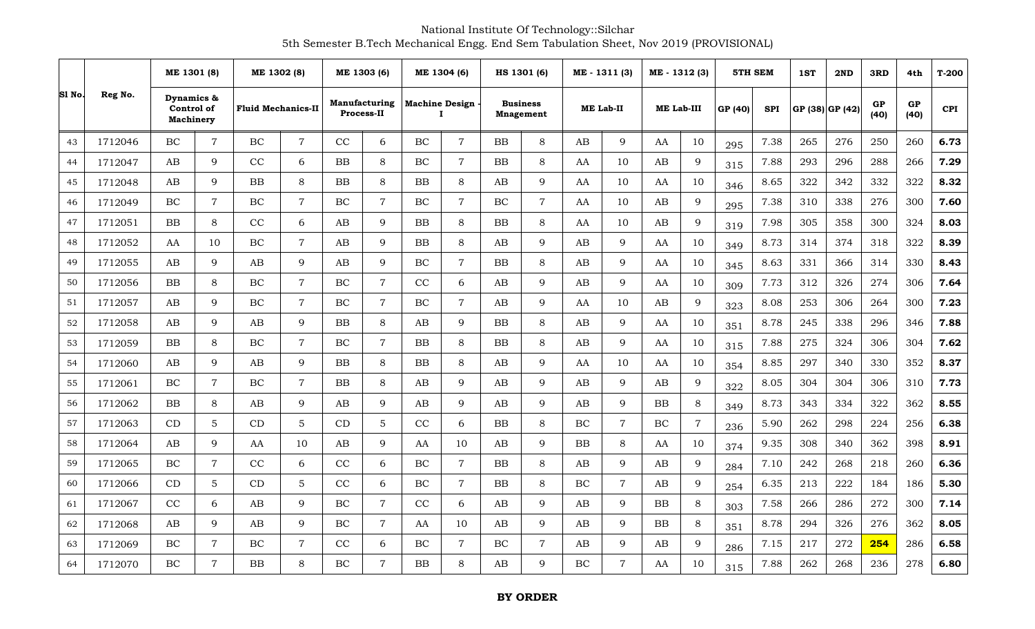National Institute Of Technology::Silchar

5th Semester B.Tech Mechanical Engg. End Sem Tabulation Sheet, Nov 2019 (PROVISIONAL)

| Sl No. | Reg No. | ME 1301 (8) | | ME 1302 (8) | | ME 1303 (6) | | ME 1304 (6) | | HS 1301 (6) | | ME - 1311 (3) | | ME - 1312 (3) | | 5TH SEM | | 1ST | 2ND | 3RD | 4th | T-200 |
|---|---|---|---|---|---|---|---|---|---|---|---|---|---|---|---|---|---|---|---|---|---|---|
| | | Dynamics & Control of Machinery | | Fluid Mechanics-II | | Manufacturing Process-II | | Machine Design - I | | Business Mnagement | | ME Lab-II | | ME Lab-III | | GP (40) | SPI | GP (38) | GP (42) | GP (40) | GP (40) | CPI |
| 43 | 1712046 | BC | 7 | BC | 7 | CC | 6 | BC | 7 | BB | 8 | AB | 9 | AA | 10 | 295 | 7.38 | 265 | 276 | 250 | 260 | **6.73** |
| 44 | 1712047 | AB | 9 | CC | 6 | BB | 8 | BC | 7 | BB | 8 | AA | 10 | AB | 9 | 315 | 7.88 | 293 | 296 | 288 | 266 | **7.29** |
| 45 | 1712048 | AB | 9 | BB | 8 | BB | 8 | BB | 8 | AB | 9 | AA | 10 | AA | 10 | 346 | 8.65 | 322 | 342 | 332 | 322 | **8.32** |
| 46 | 1712049 | BC | 7 | BC | 7 | BC | 7 | BC | 7 | BC | 7 | AA | 10 | AB | 9 | 295 | 7.38 | 310 | 338 | 276 | 300 | **7.60** |
| 47 | 1712051 | BB | 8 | CC | 6 | AB | 9 | BB | 8 | BB | 8 | AA | 10 | AB | 9 | 319 | 7.98 | 305 | 358 | 300 | 324 | **8.03** |
| 48 | 1712052 | AA | 10 | BC | 7 | AB | 9 | BB | 8 | AB | 9 | AB | 9 | AA | 10 | 349 | 8.73 | 314 | 374 | 318 | 322 | **8.39** |
| 49 | 1712055 | AB | 9 | AB | 9 | AB | 9 | BC | 7 | BB | 8 | AB | 9 | AA | 10 | 345 | 8.63 | 331 | 366 | 314 | 330 | **8.43** |
| 50 | 1712056 | BB | 8 | BC | 7 | BC | 7 | CC | 6 | AB | 9 | AB | 9 | AA | 10 | 309 | 7.73 | 312 | 326 | 274 | 306 | **7.64** |
| 51 | 1712057 | AB | 9 | BC | 7 | BC | 7 | BC | 7 | AB | 9 | AA | 10 | AB | 9 | 323 | 8.08 | 253 | 306 | 264 | 300 | **7.23** |
| 52 | 1712058 | AB | 9 | AB | 9 | BB | 8 | AB | 9 | BB | 8 | AB | 9 | AA | 10 | 351 | 8.78 | 245 | 338 | 296 | 346 | **7.88** |
| 53 | 1712059 | BB | 8 | BC | 7 | BC | 7 | BB | 8 | BB | 8 | AB | 9 | AA | 10 | 315 | 7.88 | 275 | 324 | 306 | 304 | **7.62** |
| 54 | 1712060 | AB | 9 | AB | 9 | BB | 8 | BB | 8 | AB | 9 | AA | 10 | AA | 10 | 354 | 8.85 | 297 | 340 | 330 | 352 | **8.37** |
| 55 | 1712061 | BC | 7 | BC | 7 | BB | 8 | AB | 9 | AB | 9 | AB | 9 | AB | 9 | 322 | 8.05 | 304 | 304 | 306 | 310 | **7.73** |
| 56 | 1712062 | BB | 8 | AB | 9 | AB | 9 | AB | 9 | AB | 9 | AB | 9 | BB | 8 | 349 | 8.73 | 343 | 334 | 322 | 362 | **8.55** |
| 57 | 1712063 | CD | 5 | CD | 5 | CD | 5 | CC | 6 | BB | 8 | BC | 7 | BC | 7 | 236 | 5.90 | 262 | 298 | 224 | 256 | **6.38** |
| 58 | 1712064 | AB | 9 | AA | 10 | AB | 9 | AA | 10 | AB | 9 | BB | 8 | AA | 10 | 374 | 9.35 | 308 | 340 | 362 | 398 | **8.91** |
| 59 | 1712065 | BC | 7 | CC | 6 | CC | 6 | BC | 7 | BB | 8 | AB | 9 | AB | 9 | 284 | 7.10 | 242 | 268 | 218 | 260 | **6.36** |
| 60 | 1712066 | CD | 5 | CD | 5 | CC | 6 | BC | 7 | BB | 8 | BC | 7 | AB | 9 | 254 | 6.35 | 213 | 222 | 184 | 186 | **5.30** |
| 61 | 1712067 | CC | 6 | AB | 9 | BC | 7 | CC | 6 | AB | 9 | AB | 9 | BB | 8 | 303 | 7.58 | 266 | 286 | 272 | 300 | **7.14** |
| 62 | 1712068 | AB | 9 | AB | 9 | BC | 7 | AA | 10 | AB | 9 | AB | 9 | BB | 8 | 351 | 8.78 | 294 | 326 | 276 | 362 | **8.05** |
| 63 | 1712069 | BC | 7 | BC | 7 | CC | 6 | BC | 7 | BC | 7 | AB | 9 | AB | 9 | 286 | 7.15 | 217 | 272 | **254** | 286 | **6.58** |
| 64 | 1712070 | BC | 7 | BB | 8 | BC | 7 | BB | 8 | AB | 9 | BC | 7 | AA | 10 | 315 | 7.88 | 262 | 268 | 236 | 278 | **6.80** |

**BY ORDER**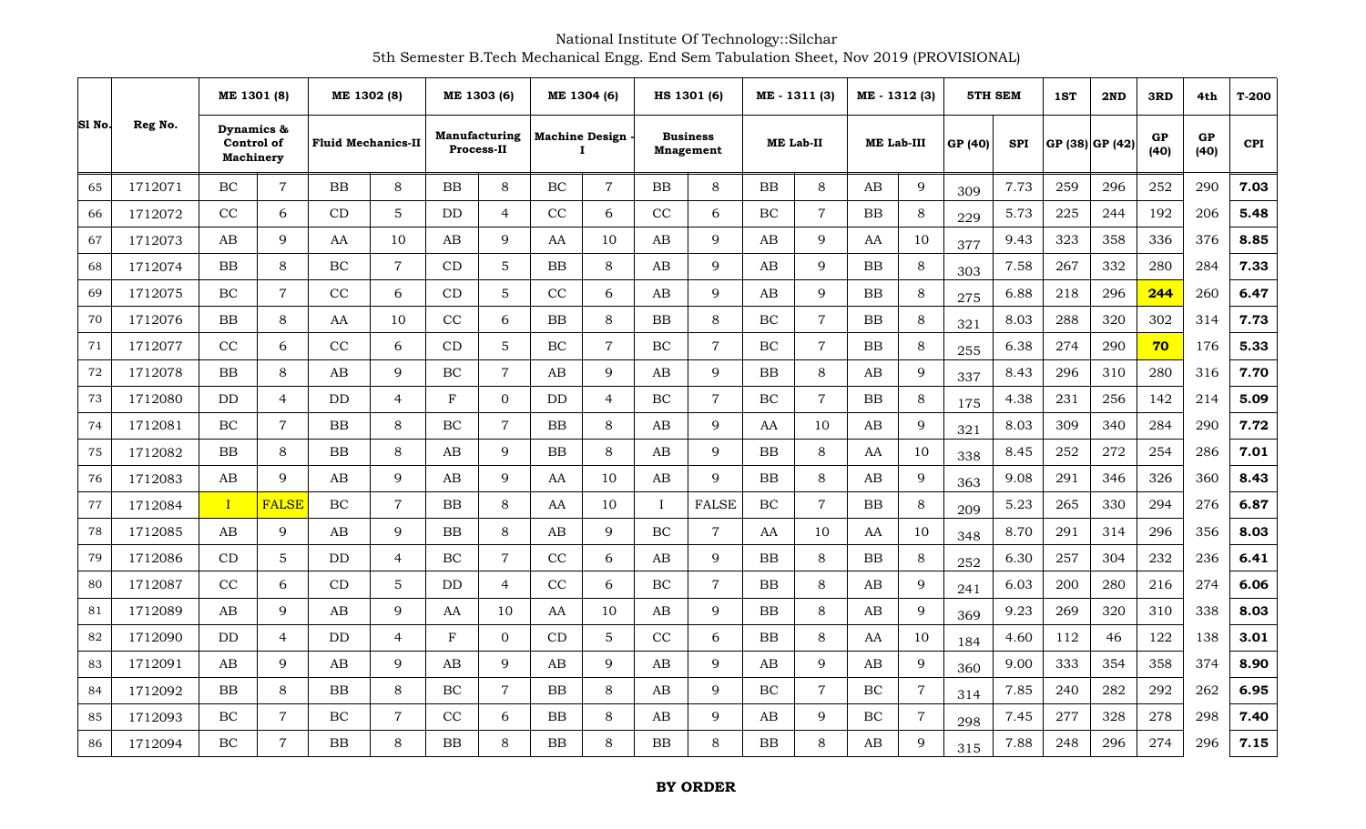National Institute Of Technology::Silchar
5th Semester B.Tech Mechanical Engg. End Sem Tabulation Sheet, Nov 2019 (PROVISIONAL)

| Sl No. | Reg No. | ME 1301 (8) | | ME 1302 (8) | | ME 1303 (6) | | ME 1304 (6) | | HS 1301 (6) | | ME - 1311 (3) | | ME - 1312 (3) | | 5TH SEM | | 1ST | 2ND | 3RD | 4th | T-200 |
|---|---|---|---|---|---|---|---|---|---|---|---|---|---|---|---|---|---|---|---|---|---|---|
| | | Dynamics & Control of Machinery | | Fluid Mechanics-II | | Manufacturing Process-II | | Machine Design - I | | Business Mnagement | | ME Lab-II | | ME Lab-III | | GP (40) | SPI | GP (38) | GP (42) | GP (40) | GP (40) | CPI |
| 65 | 1712071 | BC | 7 | BB | 8 | BB | 8 | BC | 7 | BB | 8 | BB | 8 | AB | 9 | 309 | 7.73 | 259 | 296 | 252 | 290 | **7.03** |
| 66 | 1712072 | CC | 6 | CD | 5 | DD | 4 | CC | 6 | CC | 6 | BC | 7 | BB | 8 | 229 | 5.73 | 225 | 244 | 192 | 206 | **5.48** |
| 67 | 1712073 | AB | 9 | AA | 10 | AB | 9 | AA | 10 | AB | 9 | AB | 9 | AA | 10 | 377 | 9.43 | 323 | 358 | 336 | 376 | **8.85** |
| 68 | 1712074 | BB | 8 | BC | 7 | CD | 5 | BB | 8 | AB | 9 | AB | 9 | BB | 8 | 303 | 7.58 | 267 | 332 | 280 | 284 | **7.33** |
| 69 | 1712075 | BC | 7 | CC | 6 | CD | 5 | CC | 6 | AB | 9 | AB | 9 | BB | 8 | 275 | 6.88 | 218 | 296 | **244** | 260 | **6.47** |
| 70 | 1712076 | BB | 8 | AA | 10 | CC | 6 | BB | 8 | BB | 8 | BC | 7 | BB | 8 | 321 | 8.03 | 288 | 320 | 302 | 314 | **7.73** |
| 71 | 1712077 | CC | 6 | CC | 6 | CD | 5 | BC | 7 | BC | 7 | BC | 7 | BB | 8 | 255 | 6.38 | 274 | 290 | **70** | 176 | **5.33** |
| 72 | 1712078 | BB | 8 | AB | 9 | BC | 7 | AB | 9 | AB | 9 | BB | 8 | AB | 9 | 337 | 8.43 | 296 | 310 | 280 | 316 | **7.70** |
| 73 | 1712080 | DD | 4 | DD | 4 | F | 0 | DD | 4 | BC | 7 | BC | 7 | BB | 8 | 175 | 4.38 | 231 | 256 | 142 | 214 | **5.09** |
| 74 | 1712081 | BC | 7 | BB | 8 | BC | 7 | BB | 8 | AB | 9 | AA | 10 | AB | 9 | 321 | 8.03 | 309 | 340 | 284 | 290 | **7.72** |
| 75 | 1712082 | BB | 8 | BB | 8 | AB | 9 | BB | 8 | AB | 9 | BB | 8 | AA | 10 | 338 | 8.45 | 252 | 272 | 254 | 286 | **7.01** |
| 76 | 1712083 | AB | 9 | AB | 9 | AB | 9 | AA | 10 | AB | 9 | BB | 8 | AB | 9 | 363 | 9.08 | 291 | 346 | 326 | 360 | **8.43** |
| 77 | 1712084 | I | FALSE | BC | 7 | BB | 8 | AA | 10 | I | FALSE | BC | 7 | BB | 8 | 209 | 5.23 | 265 | 330 | 294 | 276 | **6.87** |
| 78 | 1712085 | AB | 9 | AB | 9 | BB | 8 | AB | 9 | BC | 7 | AA | 10 | AA | 10 | 348 | 8.70 | 291 | 314 | 296 | 356 | **8.03** |
| 79 | 1712086 | CD | 5 | DD | 4 | BC | 7 | CC | 6 | AB | 9 | BB | 8 | BB | 8 | 252 | 6.30 | 257 | 304 | 232 | 236 | **6.41** |
| 80 | 1712087 | CC | 6 | CD | 5 | DD | 4 | CC | 6 | BC | 7 | BB | 8 | AB | 9 | 241 | 6.03 | 200 | 280 | 216 | 274 | **6.06** |
| 81 | 1712089 | AB | 9 | AB | 9 | AA | 10 | AA | 10 | AB | 9 | BB | 8 | AB | 9 | 369 | 9.23 | 269 | 320 | 310 | 338 | **8.03** |
| 82 | 1712090 | DD | 4 | DD | 4 | F | 0 | CD | 5 | CC | 6 | BB | 8 | AA | 10 | 184 | 4.60 | 112 | 46 | 122 | 138 | **3.01** |
| 83 | 1712091 | AB | 9 | AB | 9 | AB | 9 | AB | 9 | AB | 9 | AB | 9 | AB | 9 | 360 | 9.00 | 333 | 354 | 358 | 374 | **8.90** |
| 84 | 1712092 | BB | 8 | BB | 8 | BC | 7 | BB | 8 | AB | 9 | BC | 7 | BC | 7 | 314 | 7.85 | 240 | 282 | 292 | 262 | **6.95** |
| 85 | 1712093 | BC | 7 | BC | 7 | CC | 6 | BB | 8 | AB | 9 | AB | 9 | BC | 7 | 298 | 7.45 | 277 | 328 | 278 | 298 | **7.40** |
| 86 | 1712094 | BC | 7 | BB | 8 | BB | 8 | BB | 8 | BB | 8 | BB | 8 | AB | 9 | 315 | 7.88 | 248 | 296 | 274 | 296 | **7.15** |

**BY ORDER**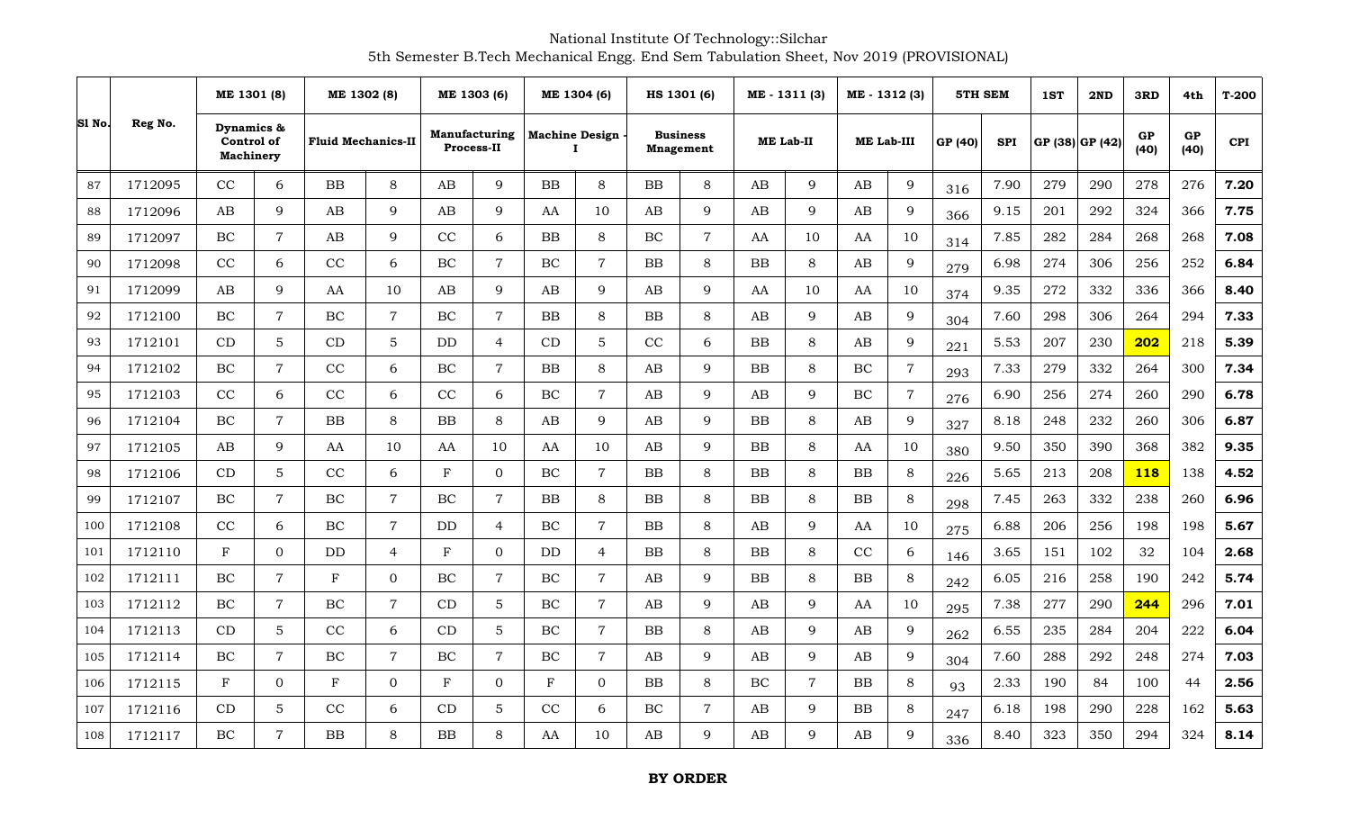National Institute Of Technology::Silchar
5th Semester B.Tech Mechanical Engg. End Sem Tabulation Sheet, Nov 2019 (PROVISIONAL)

| Sl No. | Reg No. | ME 1301 (8) | | ME 1302 (8) | | ME 1303 (6) | | ME 1304 (6) | | HS 1301 (6) | | ME - 1311 (3) | | ME - 1312 (3) | | 5TH SEM | | 1ST | 2ND | 3RD | 4th | T-200 |
|---|---|---|---|---|---|---|---|---|---|---|---|---|---|---|---|---|---|---|---|---|---|---|
| | | Dynamics & Control of Machinery | | Fluid Mechanics-II | | Manufacturing Process-II | | Machine Design - I | | Business Mnagement | | ME Lab-II | | ME Lab-III | | GP (40) | SPI | GP (38) | GP (42) | GP (40) | GP (40) | CPI |
| 87 | 1712095 | CC | 6 | BB | 8 | AB | 9 | BB | 8 | BB | 8 | AB | 9 | AB | 9 | 316 | 7.90 | 279 | 290 | 278 | 276 | **7.20** |
| 88 | 1712096 | AB | 9 | AB | 9 | AB | 9 | AA | 10 | AB | 9 | AB | 9 | AB | 9 | 366 | 9.15 | 201 | 292 | 324 | 366 | **7.75** |
| 89 | 1712097 | BC | 7 | AB | 9 | CC | 6 | BB | 8 | BC | 7 | AA | 10 | AA | 10 | 314 | 7.85 | 282 | 284 | 268 | 268 | **7.08** |
| 90 | 1712098 | CC | 6 | CC | 6 | BC | 7 | BC | 7 | BB | 8 | BB | 8 | AB | 9 | 279 | 6.98 | 274 | 306 | 256 | 252 | **6.84** |
| 91 | 1712099 | AB | 9 | AA | 10 | AB | 9 | AB | 9 | AB | 9 | AA | 10 | AA | 10 | 374 | 9.35 | 272 | 332 | 336 | 366 | **8.40** |
| 92 | 1712100 | BC | 7 | BC | 7 | BC | 7 | BB | 8 | BB | 8 | AB | 9 | AB | 9 | 304 | 7.60 | 298 | 306 | 264 | 294 | **7.33** |
| 93 | 1712101 | CD | 5 | CD | 5 | DD | 4 | CD | 5 | CC | 6 | BB | 8 | AB | 9 | 221 | 5.53 | 207 | 230 | **202** | 218 | **5.39** |
| 94 | 1712102 | BC | 7 | CC | 6 | BC | 7 | BB | 8 | AB | 9 | BB | 8 | BC | 7 | 293 | 7.33 | 279 | 332 | 264 | 300 | **7.34** |
| 95 | 1712103 | CC | 6 | CC | 6 | CC | 6 | BC | 7 | AB | 9 | AB | 9 | BC | 7 | 276 | 6.90 | 256 | 274 | 260 | 290 | **6.78** |
| 96 | 1712104 | BC | 7 | BB | 8 | BB | 8 | AB | 9 | AB | 9 | BB | 8 | AB | 9 | 327 | 8.18 | 248 | 232 | 260 | 306 | **6.87** |
| 97 | 1712105 | AB | 9 | AA | 10 | AA | 10 | AA | 10 | AB | 9 | BB | 8 | AA | 10 | 380 | 9.50 | 350 | 390 | 368 | 382 | **9.35** |
| 98 | 1712106 | CD | 5 | CC | 6 | F | 0 | BC | 7 | BB | 8 | BB | 8 | BB | 8 | 226 | 5.65 | 213 | 208 | **118** | 138 | **4.52** |
| 99 | 1712107 | BC | 7 | BC | 7 | BC | 7 | BB | 8 | BB | 8 | BB | 8 | BB | 8 | 298 | 7.45 | 263 | 332 | 238 | 260 | **6.96** |
| 100 | 1712108 | CC | 6 | BC | 7 | DD | 4 | BC | 7 | BB | 8 | AB | 9 | AA | 10 | 275 | 6.88 | 206 | 256 | 198 | 198 | **5.67** |
| 101 | 1712110 | F | 0 | DD | 4 | F | 0 | DD | 4 | BB | 8 | BB | 8 | CC | 6 | 146 | 3.65 | 151 | 102 | 32 | 104 | **2.68** |
| 102 | 1712111 | BC | 7 | F | 0 | BC | 7 | BC | 7 | AB | 9 | BB | 8 | BB | 8 | 242 | 6.05 | 216 | 258 | 190 | 242 | **5.74** |
| 103 | 1712112 | BC | 7 | BC | 7 | CD | 5 | BC | 7 | AB | 9 | AB | 9 | AA | 10 | 295 | 7.38 | 277 | 290 | **244** | 296 | **7.01** |
| 104 | 1712113 | CD | 5 | CC | 6 | CD | 5 | BC | 7 | BB | 8 | AB | 9 | AB | 9 | 262 | 6.55 | 235 | 284 | 204 | 222 | **6.04** |
| 105 | 1712114 | BC | 7 | BC | 7 | BC | 7 | BC | 7 | AB | 9 | AB | 9 | AB | 9 | 304 | 7.60 | 288 | 292 | 248 | 274 | **7.03** |
| 106 | 1712115 | F | 0 | F | 0 | F | 0 | F | 0 | BB | 8 | BC | 7 | BB | 8 | 93 | 2.33 | 190 | 84 | 100 | 44 | **2.56** |
| 107 | 1712116 | CD | 5 | CC | 6 | CD | 5 | CC | 6 | BC | 7 | AB | 9 | BB | 8 | 247 | 6.18 | 198 | 290 | 228 | 162 | **5.63** |
| 108 | 1712117 | BC | 7 | BB | 8 | BB | 8 | AA | 10 | AB | 9 | AB | 9 | AB | 9 | 336 | 8.40 | 323 | 350 | 294 | 324 | **8.14** |

**BY ORDER**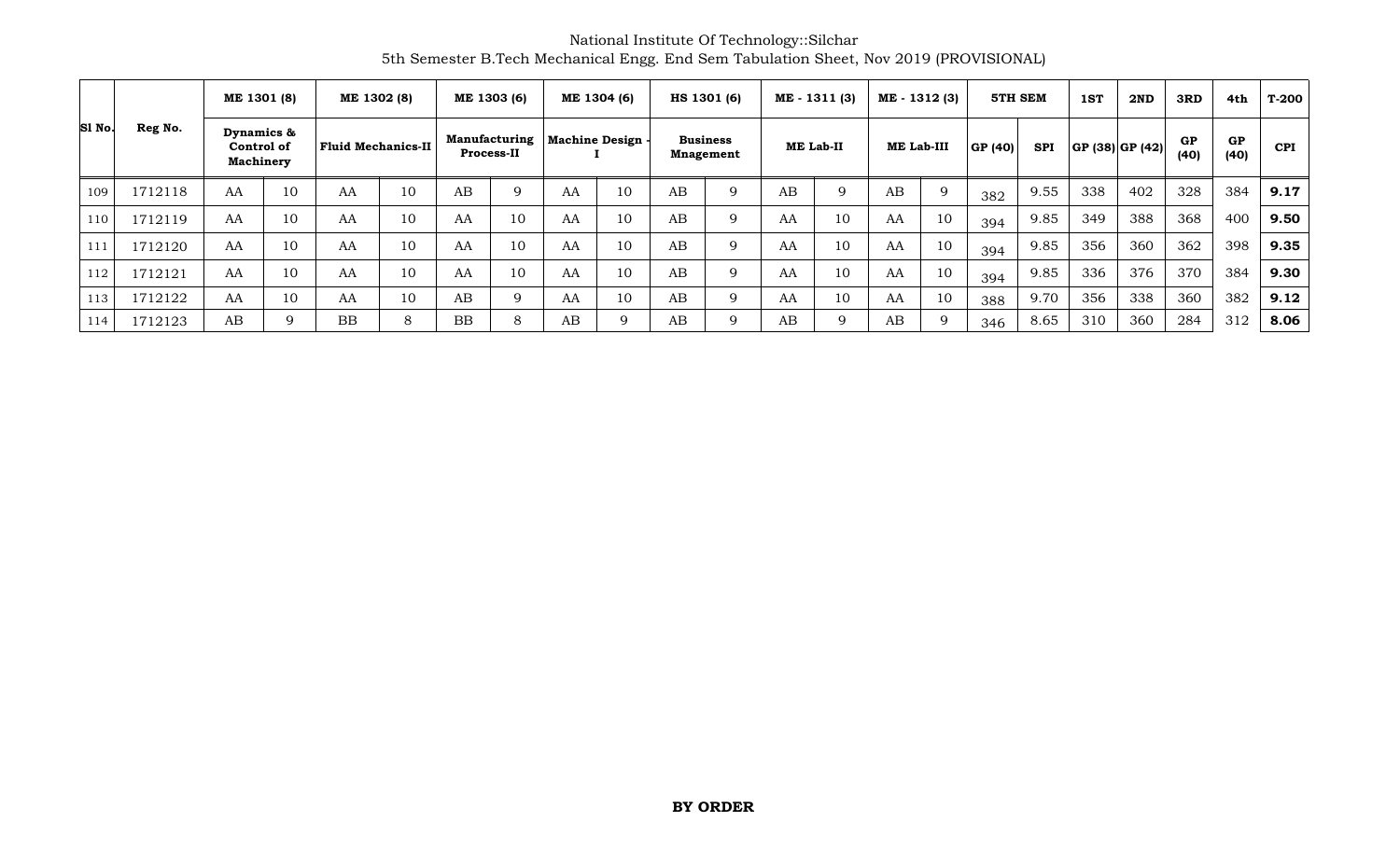National Institute Of Technology::Silchar

5th Semester B.Tech Mechanical Engg. End Sem Tabulation Sheet, Nov 2019 (PROVISIONAL)

| Sl No. | Reg No. | ME 1301 (8) | | ME 1302 (8) | | ME 1303 (6) | | ME 1304 (6) | | HS 1301 (6) | | ME - 1311 (3) | | ME - 1312 (3) | | 5TH SEM | | 1ST | 2ND | 3RD | 4th | T-200 |
|---|---|---|---|---|---|---|---|---|---|---|---|---|---|---|---|---|---|---|---|---|---|---|
| | | Dynamics & Control of Machinery | | Fluid Mechanics-II | | Manufacturing Process-II | | Machine Design - I | | Business Mnagement | | ME Lab-II | | ME Lab-III | | GP (40) | SPI | GP (38) | GP (42) | GP (40) | GP (40) | CPI |
| 109 | 1712118 | AA | 10 | AA | 10 | AB | 9 | AA | 10 | AB | 9 | AB | 9 | AB | 9 | 382 | 9.55 | 338 | 402 | 328 | 384 | **9.17** |
| 110 | 1712119 | AA | 10 | AA | 10 | AA | 10 | AA | 10 | AB | 9 | AA | 10 | AA | 10 | 394 | 9.85 | 349 | 388 | 368 | 400 | **9.50** |
| 111 | 1712120 | AA | 10 | AA | 10 | AA | 10 | AA | 10 | AB | 9 | AA | 10 | AA | 10 | 394 | 9.85 | 356 | 360 | 362 | 398 | **9.35** |
| 112 | 1712121 | AA | 10 | AA | 10 | AA | 10 | AA | 10 | AB | 9 | AA | 10 | AA | 10 | 394 | 9.85 | 336 | 376 | 370 | 384 | **9.30** |
| 113 | 1712122 | AA | 10 | AA | 10 | AB | 9 | AA | 10 | AB | 9 | AA | 10 | AA | 10 | 388 | 9.70 | 356 | 338 | 360 | 382 | **9.12** |
| 114 | 1712123 | AB | 9 | BB | 8 | BB | 8 | AB | 9 | AB | 9 | AB | 9 | AB | 9 | 346 | 8.65 | 310 | 360 | 284 | 312 | **8.06** |

**BY ORDER**